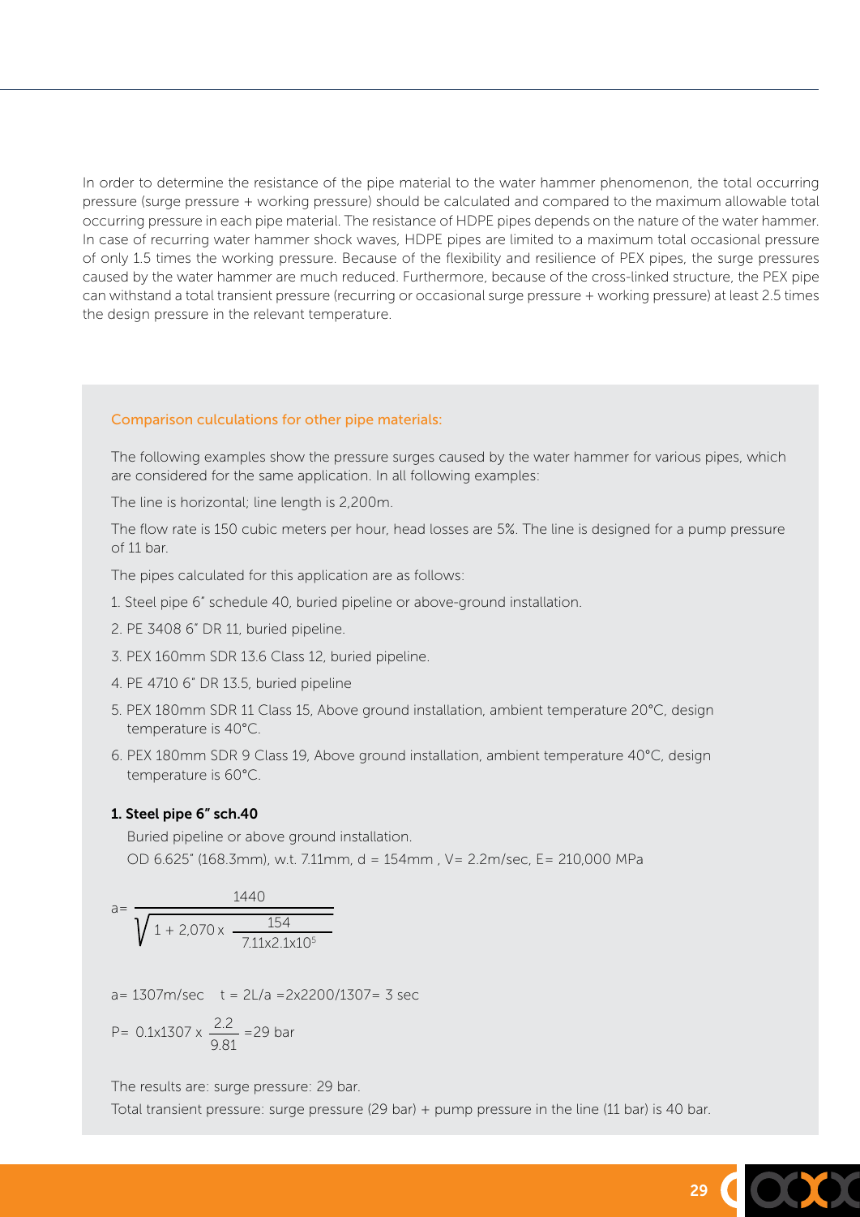In order to determine the resistance of the pipe material to the water hammer phenomenon, the total occurring pressure (surge pressure + working pressure) should be calculated and compared to the maximum allowable total occurring pressure in each pipe material. The resistance of HDPE pipes depends on the nature of the water hammer. In case of recurring water hammer shock waves, HDPE pipes are limited to a maximum total occasional pressure of only 1.5 times the working pressure. Because of the flexibility and resilience of PEX pipes, the surge pressures caused by the water hammer are much reduced. Furthermore, because of the cross-linked structure, the PEX pipe can withstand a total transient pressure (recurring or occasional surge pressure + working pressure) at least 2.5 times the design pressure in the relevant temperature.

## Comparison culculations for other pipe materials:

The following examples show the pressure surges caused by the water hammer for various pipes, which are considered for the same application. In all following examples:

The line is horizontal; line length is 2,200m.

The flow rate is 150 cubic meters per hour, head losses are 5%. The line is designed for a pump pressure of 11 bar.

The pipes calculated for this application are as follows:

1. Steel pipe 6" schedule 40, buried pipeline or above-ground installation.
2. PE 3408 6" DR 11, buried pipeline.
3. PEX 160mm SDR 13.6 Class 12, buried pipeline.
4. PE 4710 6" DR 13.5, buried pipeline
5. PEX 180mm SDR 11 Class 15, Above ground installation, ambient temperature 20°C, design temperature is 40°C.
6. PEX 180mm SDR 9 Class 19, Above ground installation, ambient temperature 40°C, design temperature is 60°C.

### 1. Steel pipe 6" sch.40

Buried pipeline or above ground installation.

OD 6.625" (168.3mm), w.t. 7.11mm, d = 154mm , V= 2.2m/sec, E= 210,000 MPa

$$a = \frac{1440}{\sqrt{1 + 2{,}070 \times \dfrac{154}{7.11 \times 2.1 \times 10^5}}}$$

a= 1307m/sec  t = 2L/a =2x2200/1307= 3 sec

$$P = 0.1 \times 1307 \times \frac{2.2}{9.81} = 29 \text{ bar}$$

The results are: surge pressure: 29 bar.

Total transient pressure: surge pressure (29 bar) + pump pressure in the line (11 bar) is 40 bar.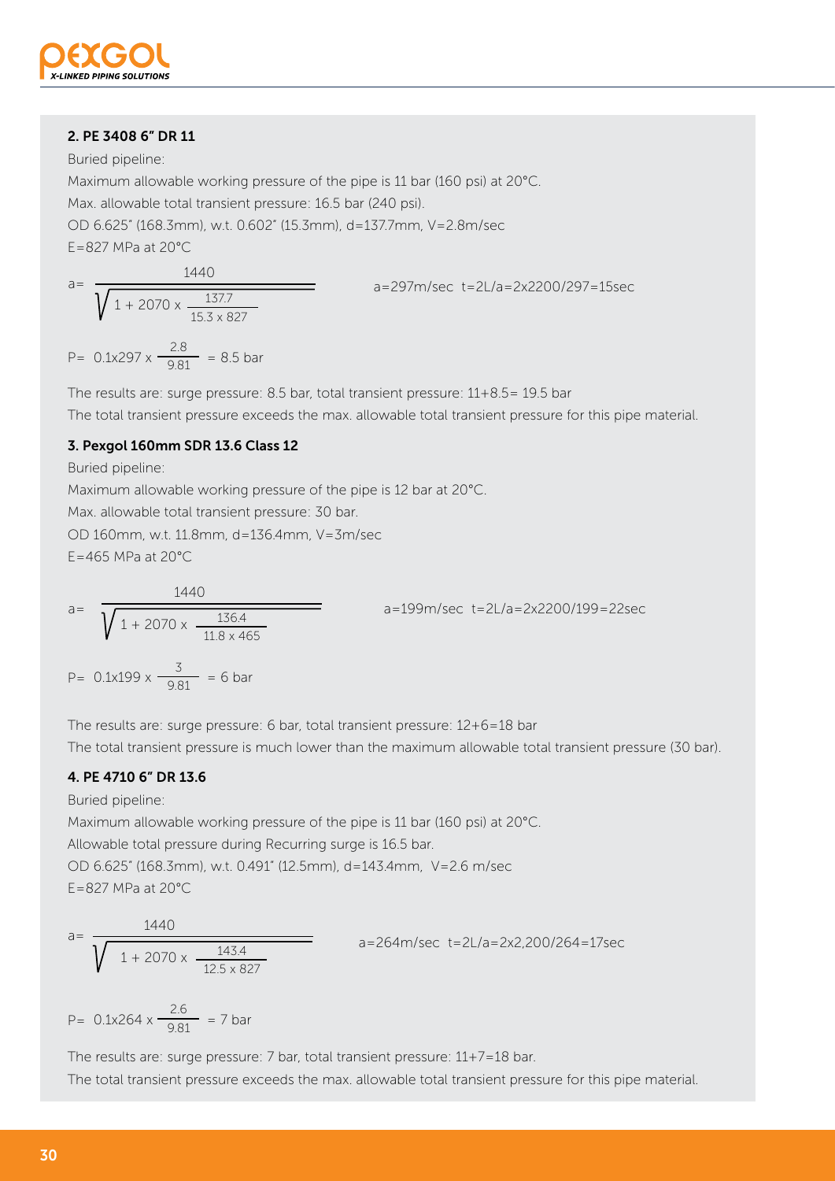### 2. PE 3408 6" DR 11

Buried pipeline:

Maximum allowable working pressure of the pipe is 11 bar (160 psi) at 20°C.

Max. allowable total transient pressure: 16.5 bar (240 psi).

OD 6.625" (168.3mm), w.t. 0.602" (15.3mm), d=137.7mm, V=2.8m/sec

E=827 MPa at 20°C

$$a = \frac{1440}{\sqrt{1 + 2070 \times \frac{137.7}{15.3 \times 827}}}$$

a=297m/sec t=2L/a=2x2200/297=15sec

$$P = 0.1x297 \times \frac{2.8}{9.81} = 8.5 \text{ bar}$$

The results are: surge pressure: 8.5 bar, total transient pressure: 11+8.5= 19.5 bar

The total transient pressure exceeds the max. allowable total transient pressure for this pipe material.

### 3. Pexgol 160mm SDR 13.6 Class 12

Buried pipeline:

Maximum allowable working pressure of the pipe is 12 bar at 20°C.

Max. allowable total transient pressure: 30 bar.

OD 160mm, w.t. 11.8mm, d=136.4mm, V=3m/sec

E=465 MPa at 20°C

$$a = \frac{1440}{\sqrt{1 + 2070 \times \frac{136.4}{11.8 \times 465}}}$$

a=199m/sec t=2L/a=2x2200/199=22sec

$$P = 0.1x199 \times \frac{3}{9.81} = 6 \text{ bar}$$

The results are: surge pressure: 6 bar, total transient pressure: 12+6=18 bar

The total transient pressure is much lower than the maximum allowable total transient pressure (30 bar).

### 4. PE 4710 6" DR 13.6

Buried pipeline:

Maximum allowable working pressure of the pipe is 11 bar (160 psi) at 20°C.

Allowable total pressure during Recurring surge is 16.5 bar.

OD 6.625" (168.3mm), w.t. 0.491" (12.5mm), d=143.4mm, V=2.6 m/sec

E=827 MPa at 20°C

$$a = \frac{1440}{\sqrt{1 + 2070 \times \frac{143.4}{12.5 \times 827}}}$$

a=264m/sec t=2L/a=2x2,200/264=17sec

$$P = 0.1x264 \times \frac{2.6}{9.81} = 7 \text{ bar}$$

The results are: surge pressure: 7 bar, total transient pressure: 11+7=18 bar.

The total transient pressure exceeds the max. allowable total transient pressure for this pipe material.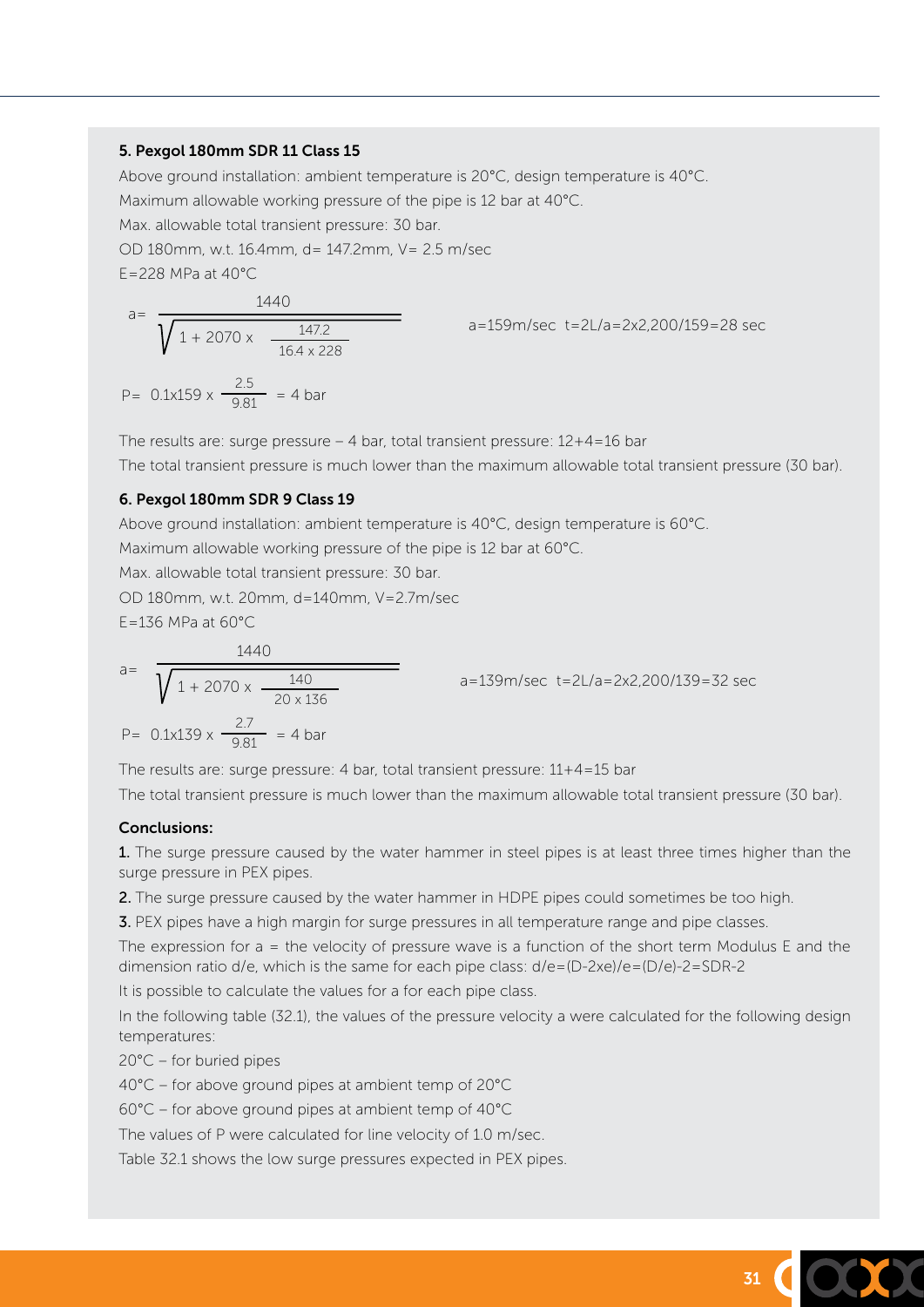### 5. Pexgol 180mm SDR 11 Class 15

Above ground installation: ambient temperature is 20°C, design temperature is 40°C.

Maximum allowable working pressure of the pipe is 12 bar at 40°C.

Max. allowable total transient pressure: 30 bar.

OD 180mm, w.t. 16.4mm, d= 147.2mm, V= 2.5 m/sec

E=228 MPa at 40°C

$$a = \frac{1440}{\sqrt{1 + 2070 \times \frac{147.2}{16.4 \times 228}}}$$

a=159m/sec t=2L/a=2x2,200/159=28 sec

$$P = 0.1 \times 159 \times \frac{2.5}{9.81} = 4 \text{ bar}$$

The results are: surge pressure – 4 bar, total transient pressure: 12+4=16 bar

The total transient pressure is much lower than the maximum allowable total transient pressure (30 bar).

### 6. Pexgol 180mm SDR 9 Class 19

Above ground installation: ambient temperature is 40°C, design temperature is 60°C.

Maximum allowable working pressure of the pipe is 12 bar at 60°C.

Max. allowable total transient pressure: 30 bar.

OD 180mm, w.t. 20mm, d=140mm, V=2.7m/sec

E=136 MPa at 60°C

$$a = \frac{1440}{\sqrt{1 + 2070 \times \frac{140}{20 \times 136}}}$$

a=139m/sec t=2L/a=2x2,200/139=32 sec

$$P = 0.1 \times 139 \times \frac{2.7}{9.81} = 4 \text{ bar}$$

The results are: surge pressure: 4 bar, total transient pressure: 11+4=15 bar

The total transient pressure is much lower than the maximum allowable total transient pressure (30 bar).

### Conclusions:

**1.** The surge pressure caused by the water hammer in steel pipes is at least three times higher than the surge pressure in PEX pipes.

**2.** The surge pressure caused by the water hammer in HDPE pipes could sometimes be too high.

**3.** PEX pipes have a high margin for surge pressures in all temperature range and pipe classes.

The expression for a = the velocity of pressure wave is a function of the short term Modulus E and the dimension ratio d/e, which is the same for each pipe class: d/e=(D-2xe)/e=(D/e)-2=SDR-2

It is possible to calculate the values for a for each pipe class.

In the following table (32.1), the values of the pressure velocity a were calculated for the following design temperatures:

20°C – for buried pipes

40°C – for above ground pipes at ambient temp of 20°C

60°C – for above ground pipes at ambient temp of 40°C

The values of P were calculated for line velocity of 1.0 m/sec.

Table 32.1 shows the low surge pressures expected in PEX pipes.